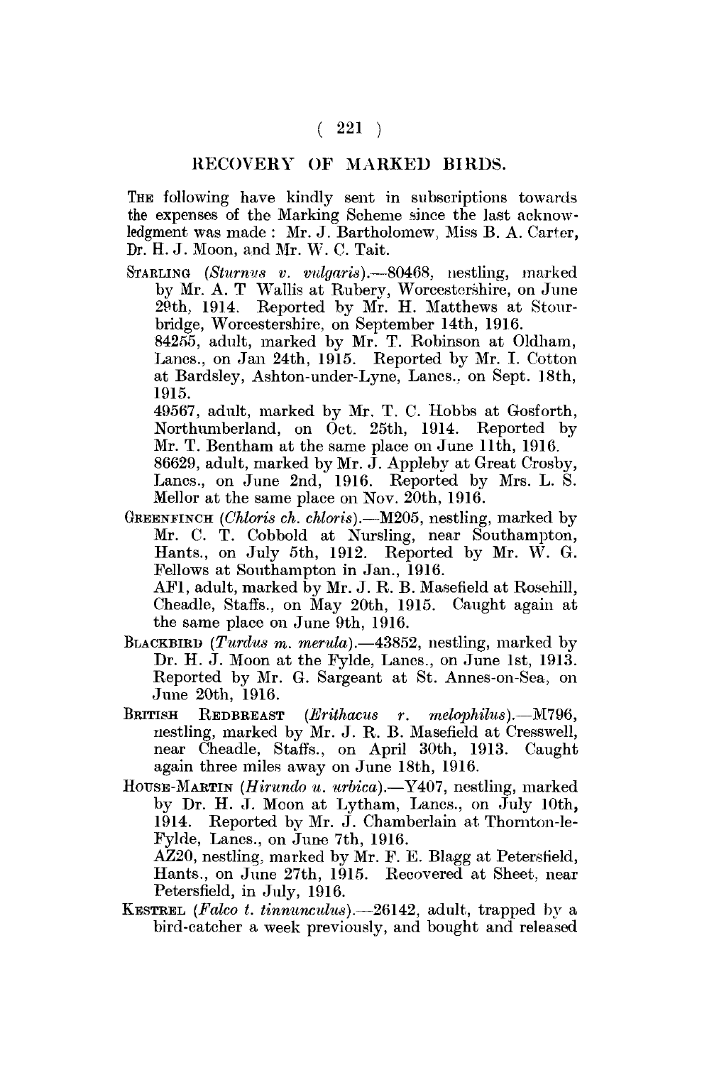## RECOVERY OF MARKED BIRDS.

THE following have kindly sent in subscriptions towards the expenses of the Marking Scheme since the last acknowledgment was made : Mr. J. Bartholomew, Miss B. A. Carter, Dr. H. J. Moon, and Mr. W. C. Tait.

STARLING (*Sturnus v. vulgaris*).—80468, nestling, marked by Mr. A. T Wallis at Rubery, Worcestershire, on June 29th, 1914. Reported by Mr. H. Matthews at Stourbridge, Worcestershire, on September 14th, 1916.

84255, adult, marked by Mr. T. Robinson at Oldham, Lancs., on Jan 24th, 1915. Reported by Mr. I. Cotton at Bardsley, Ashton-under-Lyne, Lancs., on Sept. 18th, 1915.

49567, adult, marked by Mr. T. C. Hobbs at Gosforth, Northumberland, on Oct. 25th, 1914. Reported by Mr. T. Bentham at the same place on June 11th, 1916.

86629, adult, marked by Mr. J. Appleby at Great Crosby, Lancs., on June 2nd, 1916. Reported by Mrs. L. S. Mellor at the same place on Nov. 20th, 1916.

GREENFINCH (*Chloris ch. chloris*).—M205, nestling, marked by Mr. C. T. Cobbold at Nursling, near Southampton, Hants., on July 5th, 1912. Reported by Mr. W. G. Fellows at Southampton in Jan., 1916.

AF1, adult, marked by Mr. J. R. B. Masefield at Rosehill, Cheadle, Staffs., on May 20th, 1915. Caught again at the same place on June 9th, 1916.

BLACKBIRD (*Turdus m. merula*).—43852, nestling, marked by Dr. H. J. Moon at the Fylde, Lancs., on June 1st, 1913. Reported by Mr. G. Sargeant at St. Annes-on-Sea, on June 20th, 1916.

BRITISH REDBREAST (*Erithacus r. melophilus*).—M796, nestling, marked by Mr. J. R. B. Masefield at Cresswell, near Cheadle, Staffs., on April 30th, 1913. Caught again three miles away on June 18th, 1916.

HOUSE-MARTIN (*Hirundo u. urbica*).—Y407, nestling, marked by Dr. H. J. Moon at Lytham, Lancs., on July 10th, 1914. Reported by Mr. J. Chamberlain at Thornton-le-Fylde, Lancs., on June 7th, 1916.

AZ20, nestling, marked by Mr. F. E. Blagg at Petersfield, Hants., on June 27th, 1915. Recovered at Sheet, near Petersfield, in July, 1916.

KESTREL (*Falco t. tinnunculus*).—26142, adult, trapped by a bird-catcher a week previously, and bought and released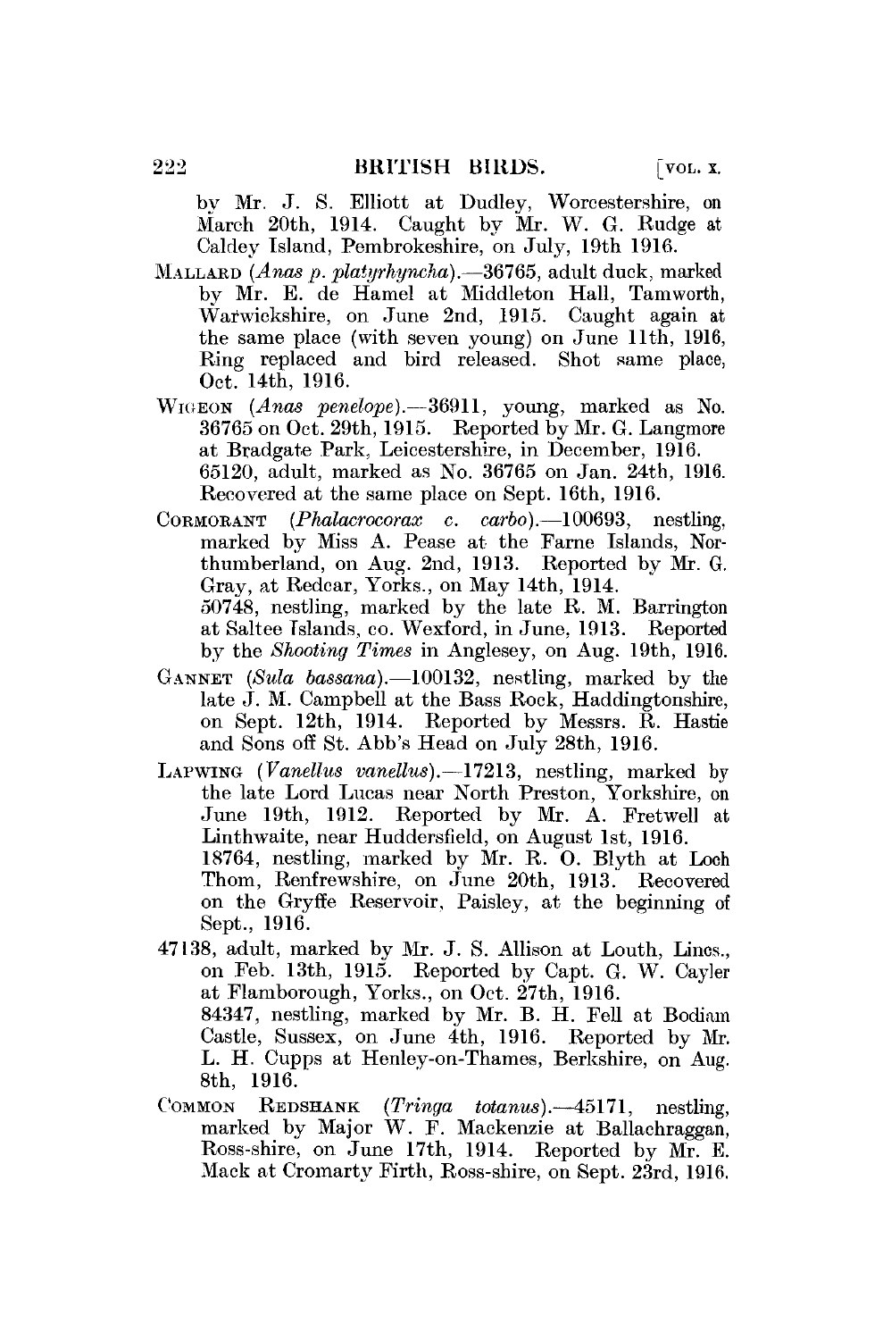by Mr. J. S. Elliott at Dudley, Worcestershire, on March 20th, 1914. Caught by Mr. W. G. Rudge at Caldey Island, Pembrokeshire, on July, 19th 1916.

MALLARD (*Anas p. platyrhyncha*).—36765, adult duck, marked by Mr. E. de Hamel at Middleton Hall, Tamworth, Warwickshire, on June 2nd, 1915. Caught again at the same place (with seven young) on June 11th, 1916, Ring replaced and bird released. Shot same place, Oct. 14th, 1916.

WIGEON (*Anas penelope*).—36911, young, marked as No. 36765 on Oct. 29th, 1915. Reported by Mr. G. Langmore at Bradgate Park, Leicestershire, in December, 1916.
65120, adult, marked as No. 36765 on Jan. 24th, 1916. Recovered at the same place on Sept. 16th, 1916.

CORMORANT (*Phalacrocorax c. carbo*).—100693, nestling, marked by Miss A. Pease at the Farne Islands, Northumberland, on Aug. 2nd, 1913. Reported by Mr. G. Gray, at Redcar, Yorks., on May 14th, 1914.
50748, nestling, marked by the late R. M. Barrington at Saltee Islands, co. Wexford, in June, 1913. Reported by the *Shooting Times* in Anglesey, on Aug. 19th, 1916.

GANNET (*Sula bassana*).—100132, nestling, marked by the late J. M. Campbell at the Bass Rock, Haddingtonshire, on Sept. 12th, 1914. Reported by Messrs. R. Hastie and Sons off St. Abb's Head on July 28th, 1916.

LAPWING (*Vanellus vanellus*).—17213, nestling, marked by the late Lord Lucas near North Preston, Yorkshire, on June 19th, 1912. Reported by Mr. A. Fretwell at Linthwaite, near Huddersfield, on August 1st, 1916.
18764, nestling, marked by Mr. R. O. Blyth at Loch Thom, Renfrewshire, on June 20th, 1913. Recovered on the Gryffe Reservoir, Paisley, at the beginning of Sept., 1916.

47138, adult, marked by Mr. J. S. Allison at Louth, Lincs., on Feb. 13th, 1915. Reported by Capt. G. W. Cayler at Flamborough, Yorks., on Oct. 27th, 1916.
84347, nestling, marked by Mr. B. H. Fell at Bodiam Castle, Sussex, on June 4th, 1916. Reported by Mr. L. H. Cupps at Henley-on-Thames, Berkshire, on Aug. 8th, 1916.

COMMON REDSHANK (*Tringa totanus*).—45171, nestling, marked by Major W. F. Mackenzie at Ballachraggan, Ross-shire, on June 17th, 1914. Reported by Mr. E. Mack at Cromarty Firth, Ross-shire, on Sept. 23rd, 1916.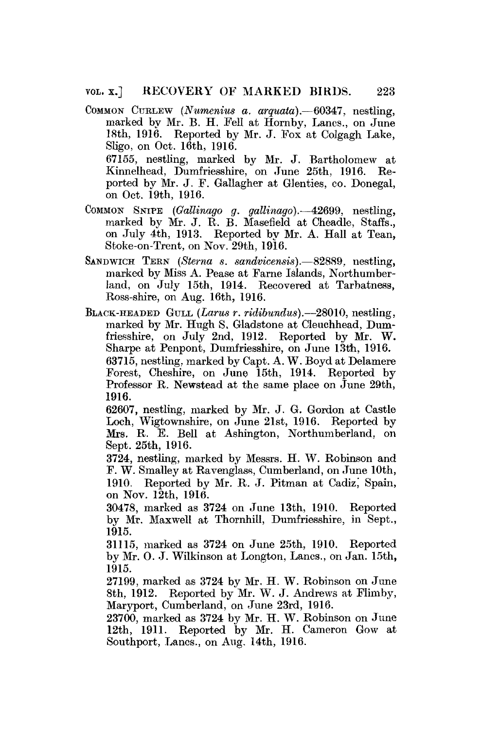COMMON CURLEW (*Numenius a. arquata*).—60347, nestling, marked by Mr. B. H. Fell at Hornby, Lancs., on June 18th, 1916. Reported by Mr. J. Fox at Colgagh Lake, Sligo, on Oct. 16th, 1916.

67155, nestling, marked by Mr. J. Bartholomew at Kinnelhead, Dumfriesshire, on June 25th, 1916. Reported by Mr. J. F. Gallagher at Glenties, co. Donegal, on Oct. 19th, 1916.

COMMON SNIPE (*Gallinago g. gallinago*).—42699, nestling, marked by Mr. J. R. B. Masefield at Cheadle, Staffs., on July 4th, 1913. Reported by Mr. A. Hall at Tean, Stoke-on-Trent, on Nov. 29th, 1916.

SANDWICH TERN (*Sterna s. sandvicensis*).—82889, nestling, marked by Miss A. Pease at Farne Islands, Northumberland, on July 15th, 1914. Recovered at Tarbatness, Ross-shire, on Aug. 16th, 1916.

BLACK-HEADED GULL (*Larus r. ridibundus*).—28010, nestling, marked by Mr. Hugh S. Gladstone at Cleuchhead, Dumfriesshire, on July 2nd, 1912. Reported by Mr. W. Sharpe at Penpont, Dumfriesshire, on June 13th, 1916.

63715, nestling, marked by Capt. A. W. Boyd at Delamere Forest, Cheshire, on June 15th, 1914. Reported by Professor R. Newstead at the same place on June 29th, 1916.

62607, nestling, marked by Mr. J. G. Gordon at Castle Loch, Wigtownshire, on June 21st, 1916. Reported by Mrs. R. E. Bell at Ashington, Northumberland, on Sept. 25th, 1916.

3724, nestling, marked by Messrs. H. W. Robinson and F. W. Smalley at Ravenglass, Cumberland, on June 10th, 1910. Reported by Mr. R. J. Pitman at Cadiz, Spain, on Nov. 12th, 1916.

30478, marked as 3724 on June 13th, 1910. Reported by Mr. Maxwell at Thornhill, Dumfriesshire, in Sept., 1915.

31115, marked as 3724 on June 25th, 1910. Reported by Mr. O. J. Wilkinson at Longton, Lancs., on Jan. 15th, 1915.

27199, marked as 3724 by Mr. H. W. Robinson on June 8th, 1912. Reported by Mr. W. J. Andrews at Flimby, Maryport, Cumberland, on June 23rd, 1916.

23700, marked as 3724 by Mr. H. W. Robinson on June 12th, 1911. Reported by Mr. H. Cameron Gow at Southport, Lancs., on Aug. 14th, 1916.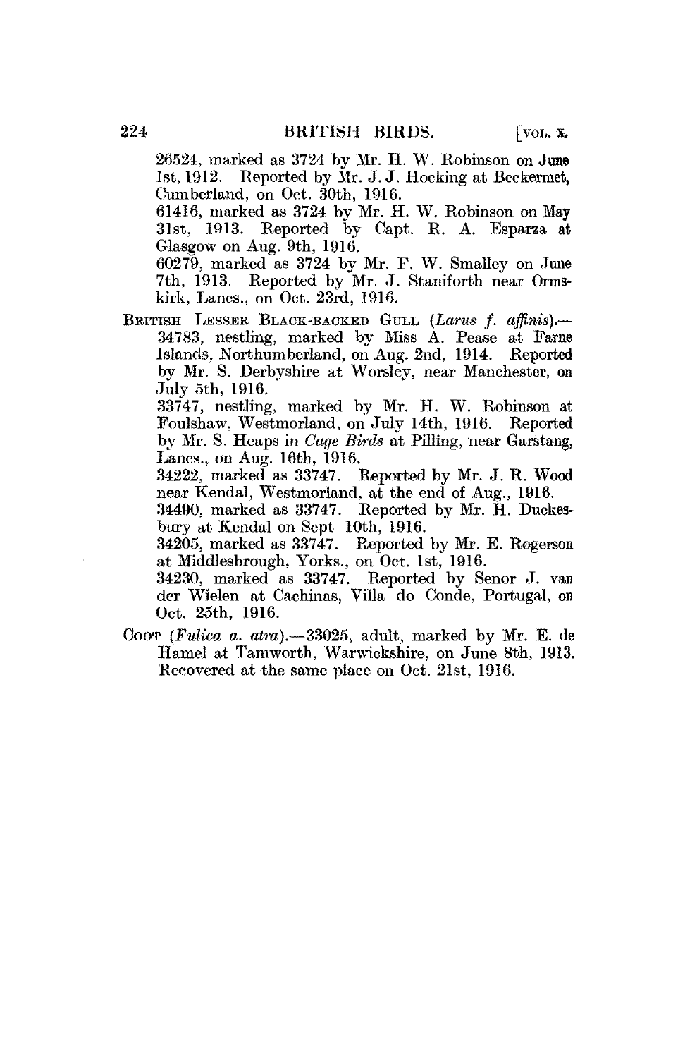26524, marked as 3724 by Mr. H. W. Robinson on June 1st, 1912. Reported by Mr. J. J. Hocking at Beckermet, Cumberland, on Oct. 30th, 1916.

61416, marked as 3724 by Mr. H. W. Robinson on May 31st, 1913. Reported by Capt. R. A. Esparza at Glasgow on Aug. 9th, 1916.

60279, marked as 3724 by Mr. F. W. Smalley on June 7th, 1913. Reported by Mr. J. Staniforth near Ormskirk, Lancs., on Oct. 23rd, 1916.

British Lesser Black-backed Gull (*Larus f. affinis*).—34783, nestling, marked by Miss A. Pease at Farne Islands, Northumberland, on Aug. 2nd, 1914. Reported by Mr. S. Derbyshire at Worsley, near Manchester, on July 5th, 1916.

33747, nestling, marked by Mr. H. W. Robinson at Foulshaw, Westmorland, on July 14th, 1916. Reported by Mr. S. Heaps in *Cage Birds* at Pilling, near Garstang, Lancs., on Aug. 16th, 1916.

34222, marked as 33747. Reported by Mr. J. R. Wood near Kendal, Westmorland, at the end of Aug., 1916.

34490, marked as 33747. Reported by Mr. H. Duckesbury at Kendal on Sept 10th, 1916.

34205, marked as 33747. Reported by Mr. E. Rogerson at Middlesbrough, Yorks., on Oct. 1st, 1916.

34230, marked as 33747. Reported by Senor J. van der Wielen at Cachinas, Villa do Conde, Portugal, on Oct. 25th, 1916.

Coot (*Fulica a. atra*).—33025, adult, marked by Mr. E. de Hamel at Tamworth, Warwickshire, on June 8th, 1913. Recovered at the same place on Oct. 21st, 1916.